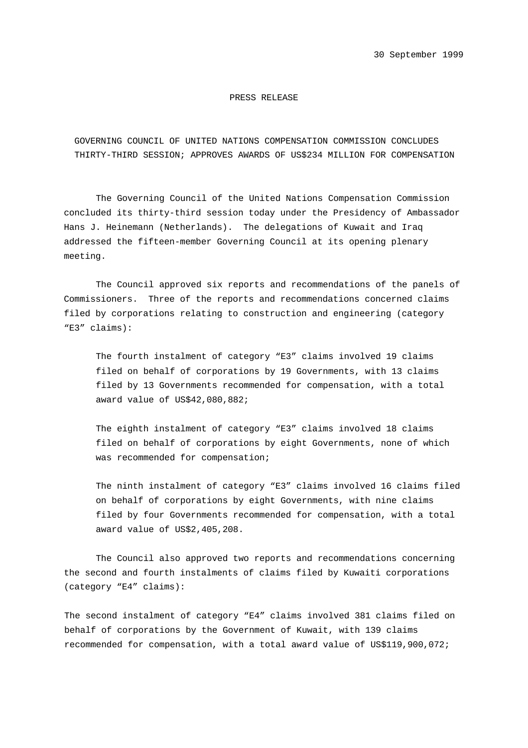30 September 1999

PRESS RELEASE

# GOVERNING COUNCIL OF UNITED NATIONS COMPENSATION COMMISSION CONCLUDES THIRTY-THIRD SESSION; APPROVES AWARDS OF US$234 MILLION FOR COMPENSATION

The Governing Council of the United Nations Compensation Commission concluded its thirty-third session today under the Presidency of Ambassador Hans J. Heinemann (Netherlands). The delegations of Kuwait and Iraq addressed the fifteen-member Governing Council at its opening plenary meeting.

The Council approved six reports and recommendations of the panels of Commissioners. Three of the reports and recommendations concerned claims filed by corporations relating to construction and engineering (category "E3" claims):

> The fourth instalment of category "E3" claims involved 19 claims filed on behalf of corporations by 19 Governments, with 13 claims filed by 13 Governments recommended for compensation, with a total award value of US$42,080,882;
>
> The eighth instalment of category "E3" claims involved 18 claims filed on behalf of corporations by eight Governments, none of which was recommended for compensation;
>
> The ninth instalment of category "E3" claims involved 16 claims filed on behalf of corporations by eight Governments, with nine claims filed by four Governments recommended for compensation, with a total award value of US$2,405,208.

The Council also approved two reports and recommendations concerning the second and fourth instalments of claims filed by Kuwaiti corporations (category "E4" claims):

The second instalment of category "E4" claims involved 381 claims filed on behalf of corporations by the Government of Kuwait, with 139 claims recommended for compensation, with a total award value of US$119,900,072;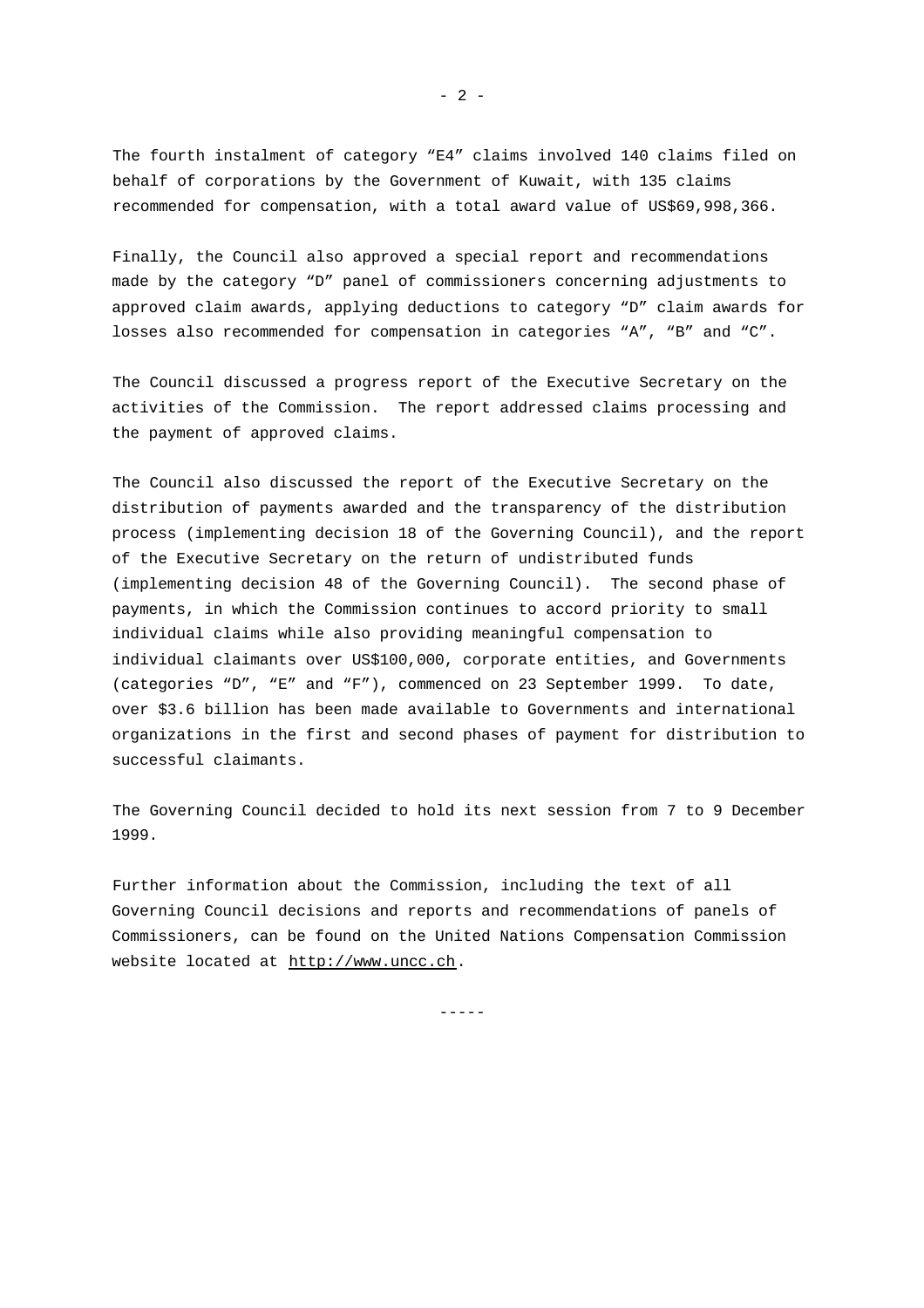The fourth instalment of category “E4” claims involved 140 claims filed on behalf of corporations by the Government of Kuwait, with 135 claims recommended for compensation, with a total award value of US$69,998,366.

Finally, the Council also approved a special report and recommendations made by the category “D” panel of commissioners concerning adjustments to approved claim awards, applying deductions to category “D” claim awards for losses also recommended for compensation in categories “A”, “B” and “C”.

The Council discussed a progress report of the Executive Secretary on the activities of the Commission. The report addressed claims processing and the payment of approved claims.

The Council also discussed the report of the Executive Secretary on the distribution of payments awarded and the transparency of the distribution process (implementing decision 18 of the Governing Council), and the report of the Executive Secretary on the return of undistributed funds (implementing decision 48 of the Governing Council). The second phase of payments, in which the Commission continues to accord priority to small individual claims while also providing meaningful compensation to individual claimants over US$100,000, corporate entities, and Governments (categories “D”, “E” and “F”), commenced on 23 September 1999. To date, over $3.6 billion has been made available to Governments and international organizations in the first and second phases of payment for distribution to successful claimants.

The Governing Council decided to hold its next session from 7 to 9 December 1999.

Further information about the Commission, including the text of all Governing Council decisions and reports and recommendations of panels of Commissioners, can be found on the United Nations Compensation Commission website located at http://www.uncc.ch.

-----